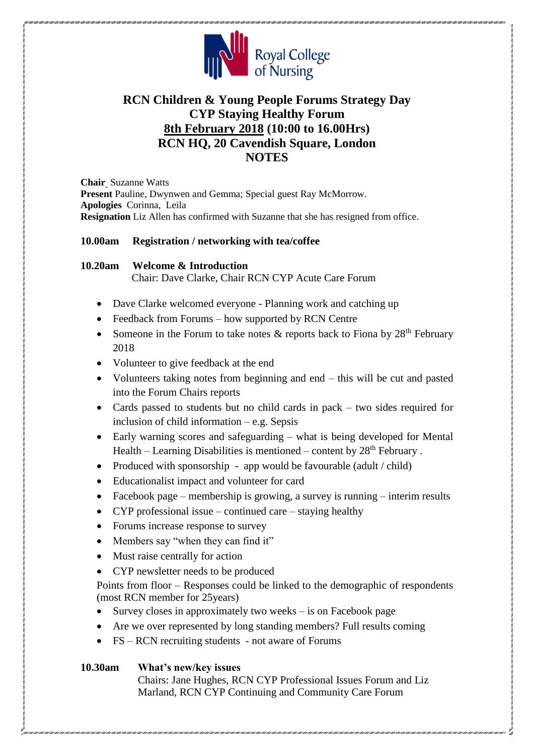# RCN Children & Young People Forums Strategy Day
## CYP Staying Healthy Forum
## 8th February 2018 (10:00 to 16.00Hrs)
## RCN HQ, 20 Cavendish Square, London
## NOTES

**Chair** Suzanne Watts
**Present** Pauline, Dwynwen and Gemma; Special guest Ray McMorrow.
**Apologies** Corinna, Leila
**Resignation** Liz Allen has confirmed with Suzanne that she has resigned from office.

**10.00am Registration / networking with tea/coffee**

**10.20am Welcome & Introduction**
Chair: Dave Clarke, Chair RCN CYP Acute Care Forum

- Dave Clarke welcomed everyone - Planning work and catching up
- Feedback from Forums – how supported by RCN Centre
- Someone in the Forum to take notes & reports back to Fiona by 28th February 2018
- Volunteer to give feedback at the end
- Volunteers taking notes from beginning and end – this will be cut and pasted into the Forum Chairs reports
- Cards passed to students but no child cards in pack – two sides required for inclusion of child information – e.g. Sepsis
- Early warning scores and safeguarding – what is being developed for Mental Health – Learning Disabilities is mentioned – content by 28th February .
- Produced with sponsorship - app would be favourable (adult / child)
- Educationalist impact and volunteer for card
- Facebook page – membership is growing, a survey is running – interim results
- CYP professional issue – continued care – staying healthy
- Forums increase response to survey
- Members say "when they can find it"
- Must raise centrally for action
- CYP newsletter needs to be produced

Points from floor – Responses could be linked to the demographic of respondents (most RCN member for 25years)

- Survey closes in approximately two weeks – is on Facebook page
- Are we over represented by long standing members? Full results coming
- FS – RCN recruiting students - not aware of Forums

**10.30am What's new/key issues**
Chairs: Jane Hughes, RCN CYP Professional Issues Forum and Liz Marland, RCN CYP Continuing and Community Care Forum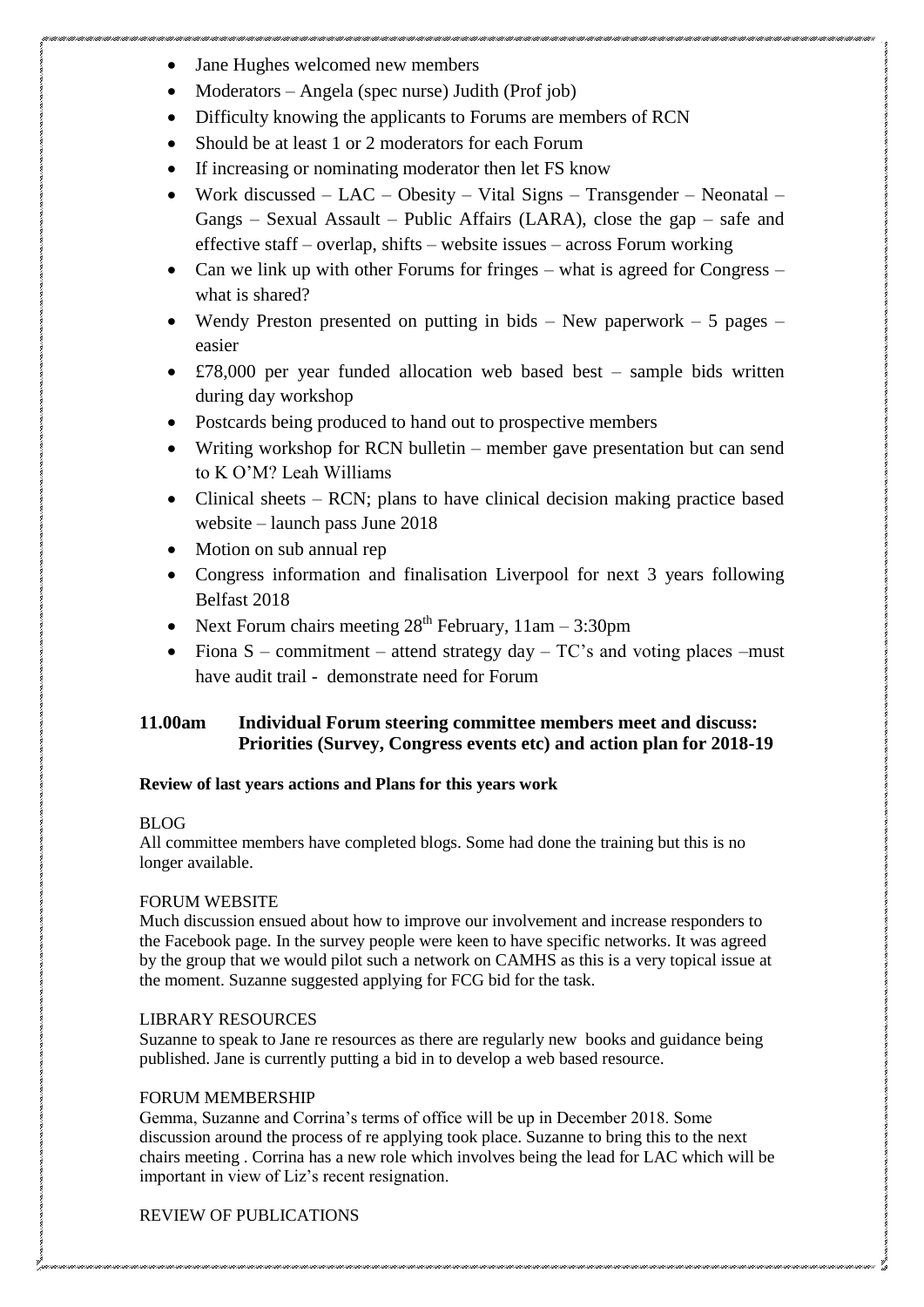- Jane Hughes welcomed new members
- Moderators – Angela (spec nurse) Judith (Prof job)
- Difficulty knowing the applicants to Forums are members of RCN
- Should be at least 1 or 2 moderators for each Forum
- If increasing or nominating moderator then let FS know
- Work discussed – LAC – Obesity – Vital Signs – Transgender – Neonatal – Gangs – Sexual Assault – Public Affairs (LARA), close the gap – safe and effective staff – overlap, shifts – website issues – across Forum working
- Can we link up with other Forums for fringes – what is agreed for Congress – what is shared?
- Wendy Preston presented on putting in bids – New paperwork – 5 pages – easier
- £78,000 per year funded allocation web based best – sample bids written during day workshop
- Postcards being produced to hand out to prospective members
- Writing workshop for RCN bulletin – member gave presentation but can send to K O'M? Leah Williams
- Clinical sheets – RCN; plans to have clinical decision making practice based website – launch pass June 2018
- Motion on sub annual rep
- Congress information and finalisation Liverpool for next 3 years following Belfast 2018
- Next Forum chairs meeting 28th February, 11am – 3:30pm
- Fiona S – commitment – attend strategy day – TC's and voting places –must have audit trail - demonstrate need for Forum

**11.00am Individual Forum steering committee members meet and discuss: Priorities (Survey, Congress events etc) and action plan for 2018-19**

**Review of last years actions and Plans for this years work**

BLOG
All committee members have completed blogs. Some had done the training but this is no longer available.

FORUM WEBSITE
Much discussion ensued about how to improve our involvement and increase responders to the Facebook page. In the survey people were keen to have specific networks. It was agreed by the group that we would pilot such a network on CAMHS as this is a very topical issue at the moment. Suzanne suggested applying for FCG bid for the task.

LIBRARY RESOURCES
Suzanne to speak to Jane re resources as there are regularly new books and guidance being published. Jane is currently putting a bid in to develop a web based resource.

FORUM MEMBERSHIP
Gemma, Suzanne and Corrina's terms of office will be up in December 2018. Some discussion around the process of re applying took place. Suzanne to bring this to the next chairs meeting . Corrina has a new role which involves being the lead for LAC which will be important in view of Liz's recent resignation.

REVIEW OF PUBLICATIONS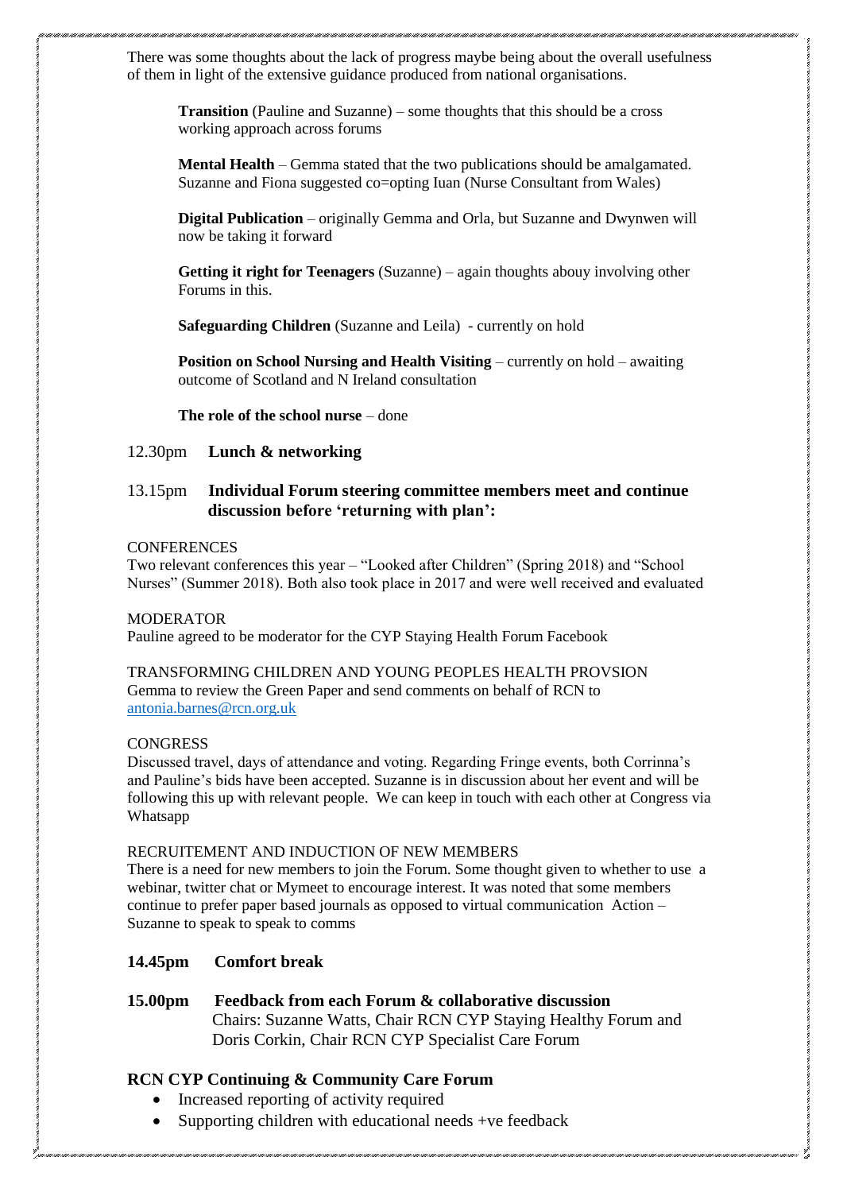There was some thoughts about the lack of progress maybe being about the overall usefulness of them in light of the extensive guidance produced from national organisations.

**Transition** (Pauline and Suzanne) – some thoughts that this should be a cross working approach across forums

**Mental Health** – Gemma stated that the two publications should be amalgamated. Suzanne and Fiona suggested co=opting Iuan (Nurse Consultant from Wales)

**Digital Publication** – originally Gemma and Orla, but Suzanne and Dwynwen will now be taking it forward

**Getting it right for Teenagers** (Suzanne) – again thoughts abouy involving other Forums in this.

**Safeguarding Children** (Suzanne and Leila) - currently on hold

**Position on School Nursing and Health Visiting** – currently on hold – awaiting outcome of Scotland and N Ireland consultation

**The role of the school nurse** – done

12.30pm **Lunch & networking**

13.15pm **Individual Forum steering committee members meet and continue discussion before 'returning with plan':**

CONFERENCES
Two relevant conferences this year – "Looked after Children" (Spring 2018) and "School Nurses" (Summer 2018). Both also took place in 2017 and were well received and evaluated

MODERATOR
Pauline agreed to be moderator for the CYP Staying Health Forum Facebook

TRANSFORMING CHILDREN AND YOUNG PEOPLES HEALTH PROVSION
Gemma to review the Green Paper and send comments on behalf of RCN to antonia.barnes@rcn.org.uk

CONGRESS
Discussed travel, days of attendance and voting. Regarding Fringe events, both Corrinna's and Pauline's bids have been accepted. Suzanne is in discussion about her event and will be following this up with relevant people. We can keep in touch with each other at Congress via Whatsapp

RECRUITEMENT AND INDUCTION OF NEW MEMBERS
There is a need for new members to join the Forum. Some thought given to whether to use a webinar, twitter chat or Mymeet to encourage interest. It was noted that some members continue to prefer paper based journals as opposed to virtual communication Action – Suzanne to speak to speak to comms

**14.45pm Comfort break**

**15.00pm Feedback from each Forum & collaborative discussion**
Chairs: Suzanne Watts, Chair RCN CYP Staying Healthy Forum and Doris Corkin, Chair RCN CYP Specialist Care Forum

**RCN CYP Continuing & Community Care Forum**

- Increased reporting of activity required
- Supporting children with educational needs +ve feedback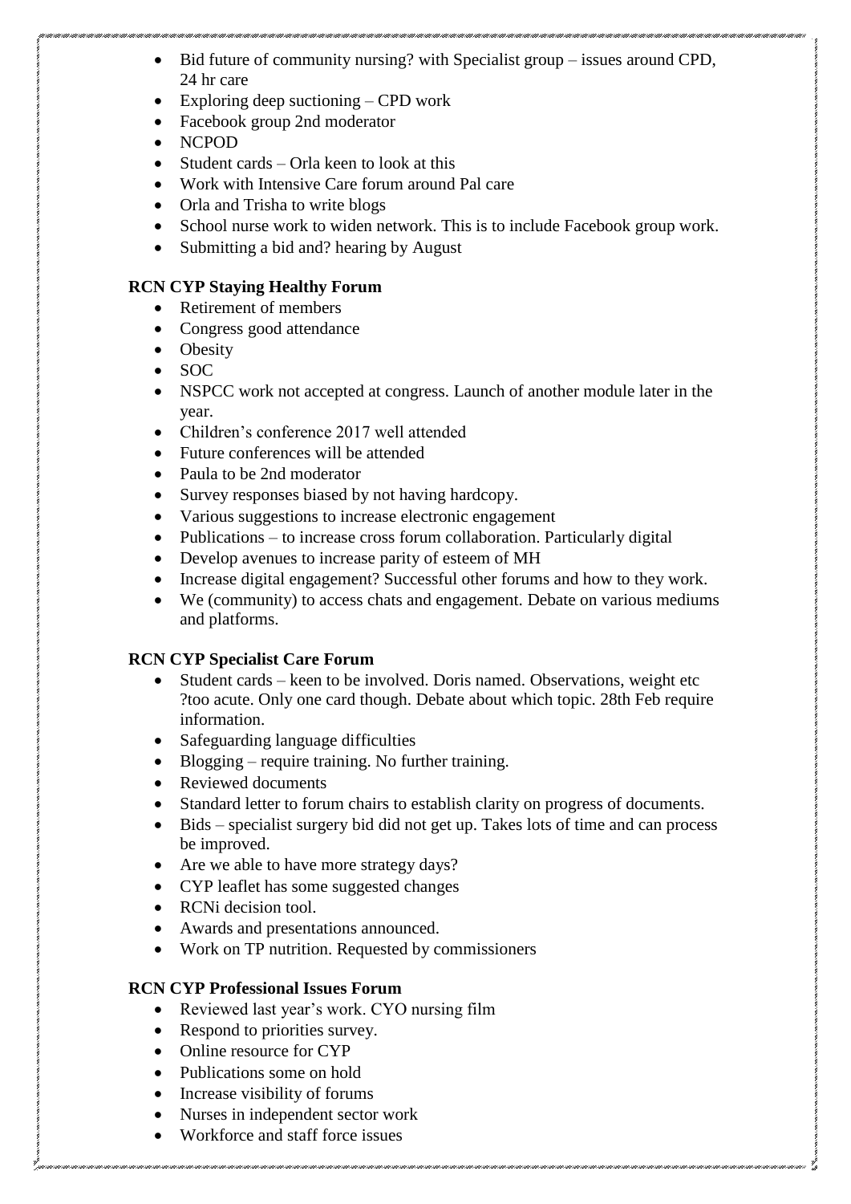- Bid future of community nursing? with Specialist group – issues around CPD, 24 hr care
- Exploring deep suctioning – CPD work
- Facebook group 2nd moderator
- NCPOD
- Student cards – Orla keen to look at this
- Work with Intensive Care forum around Pal care
- Orla and Trisha to write blogs
- School nurse work to widen network. This is to include Facebook group work.
- Submitting a bid and? hearing by August

**RCN CYP Staying Healthy Forum**

- Retirement of members
- Congress good attendance
- Obesity
- SOC
- NSPCC work not accepted at congress. Launch of another module later in the year.
- Children's conference 2017 well attended
- Future conferences will be attended
- Paula to be 2nd moderator
- Survey responses biased by not having hardcopy.
- Various suggestions to increase electronic engagement
- Publications – to increase cross forum collaboration. Particularly digital
- Develop avenues to increase parity of esteem of MH
- Increase digital engagement? Successful other forums and how to they work.
- We (community) to access chats and engagement. Debate on various mediums and platforms.

**RCN CYP Specialist Care Forum**

- Student cards – keen to be involved. Doris named. Observations, weight etc ?too acute. Only one card though. Debate about which topic. 28th Feb require information.
- Safeguarding language difficulties
- Blogging – require training. No further training.
- Reviewed documents
- Standard letter to forum chairs to establish clarity on progress of documents.
- Bids – specialist surgery bid did not get up. Takes lots of time and can process be improved.
- Are we able to have more strategy days?
- CYP leaflet has some suggested changes
- RCNi decision tool.
- Awards and presentations announced.
- Work on TP nutrition. Requested by commissioners

**RCN CYP Professional Issues Forum**

- Reviewed last year's work. CYO nursing film
- Respond to priorities survey.
- Online resource for CYP
- Publications some on hold
- Increase visibility of forums
- Nurses in independent sector work
- Workforce and staff force issues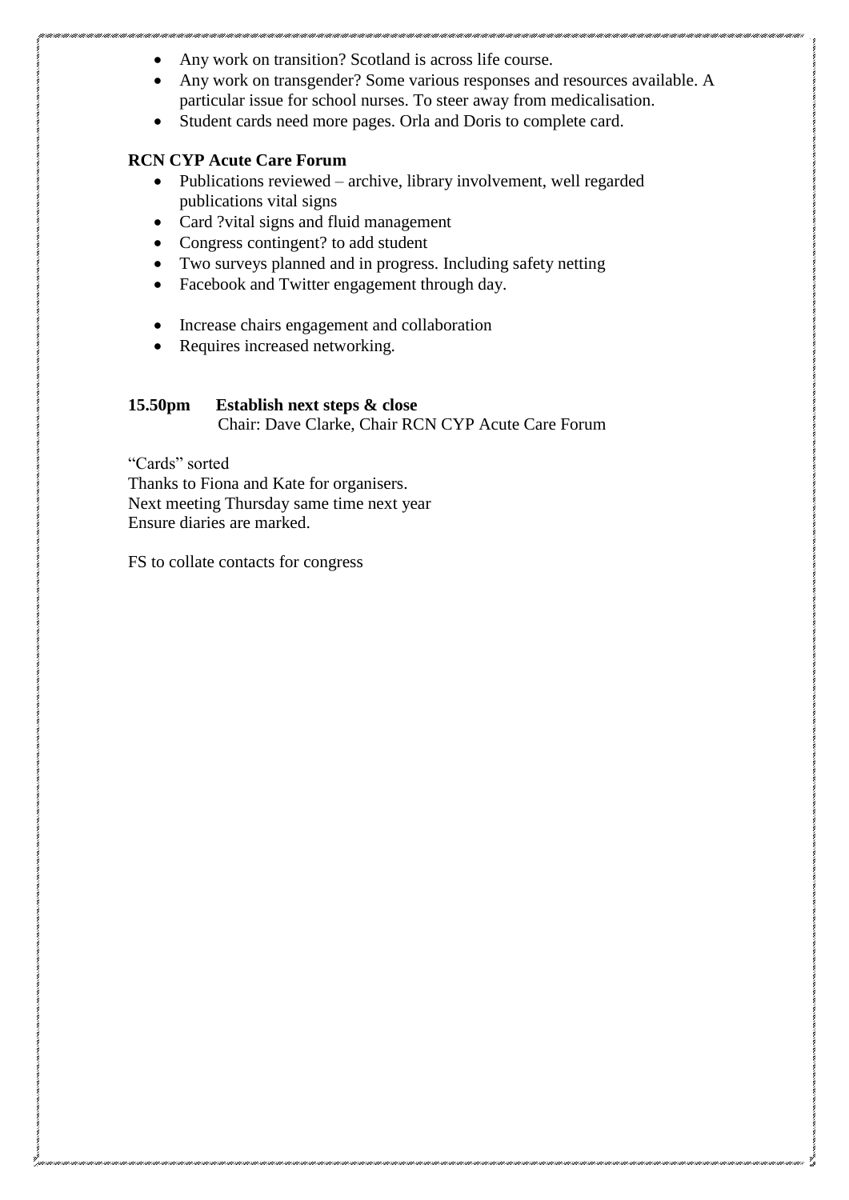- Any work on transition? Scotland is across life course.
- Any work on transgender? Some various responses and resources available. A particular issue for school nurses. To steer away from medicalisation.
- Student cards need more pages. Orla and Doris to complete card.

**RCN CYP Acute Care Forum**

- Publications reviewed – archive, library involvement, well regarded publications vital signs
- Card ?vital signs and fluid management
- Congress contingent? to add student
- Two surveys planned and in progress. Including safety netting
- Facebook and Twitter engagement through day.

- Increase chairs engagement and collaboration
- Requires increased networking.

**15.50pm Establish next steps & close**
Chair: Dave Clarke, Chair RCN CYP Acute Care Forum

"Cards" sorted
Thanks to Fiona and Kate for organisers.
Next meeting Thursday same time next year
Ensure diaries are marked.

FS to collate contacts for congress